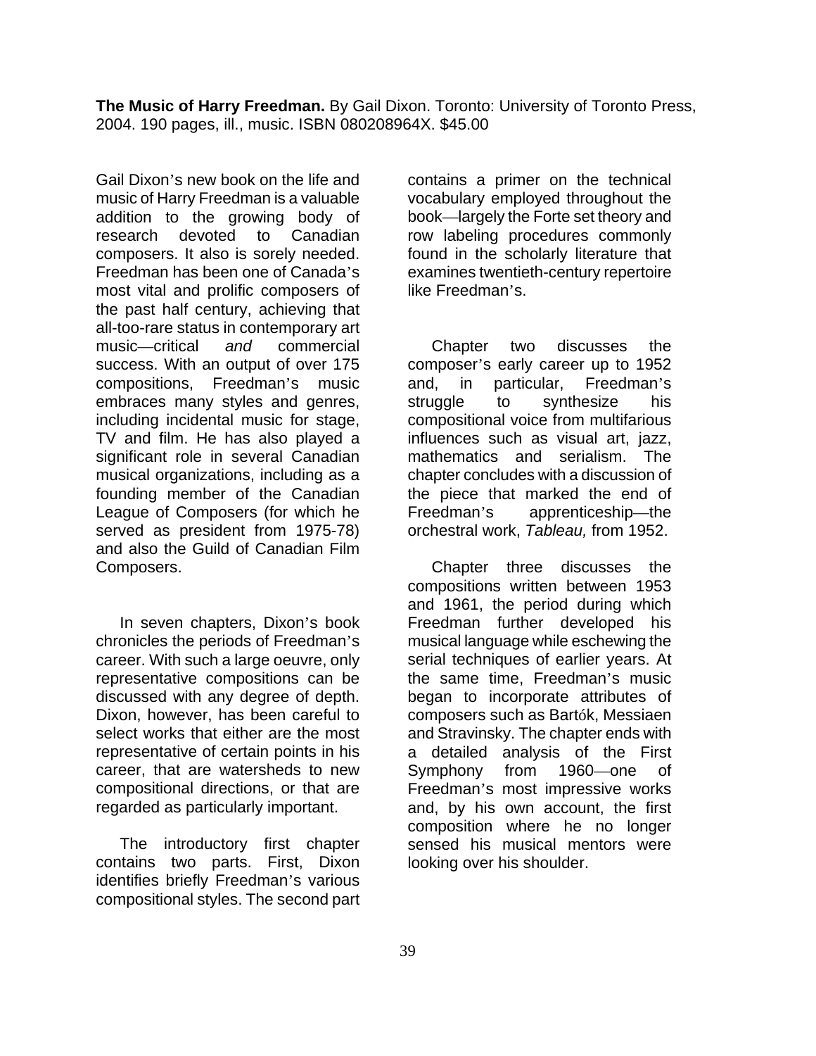**The Music of Harry Freedman.** By Gail Dixon. Toronto: University of Toronto Press, 2004. 190 pages, ill., music. ISBN 080208964X. $45.00

Gail Dixon's new book on the life and music of Harry Freedman is a valuable addition to the growing body of research devoted to Canadian composers. It also is sorely needed. Freedman has been one of Canada's most vital and prolific composers of the past half century, achieving that all-too-rare status in contemporary art music—critical *and* commercial success. With an output of over 175 compositions, Freedman's music embraces many styles and genres, including incidental music for stage, TV and film. He has also played a significant role in several Canadian musical organizations, including as a founding member of the Canadian League of Composers (for which he served as president from 1975-78) and also the Guild of Canadian Film Composers.

In seven chapters, Dixon's book chronicles the periods of Freedman's career. With such a large oeuvre, only representative compositions can be discussed with any degree of depth. Dixon, however, has been careful to select works that either are the most representative of certain points in his career, that are watersheds to new compositional directions, or that are regarded as particularly important.

The introductory first chapter contains two parts. First, Dixon identifies briefly Freedman's various compositional styles. The second part contains a primer on the technical vocabulary employed throughout the book—largely the Forte set theory and row labeling procedures commonly found in the scholarly literature that examines twentieth-century repertoire like Freedman's.

Chapter two discusses the composer's early career up to 1952 and, in particular, Freedman's struggle to synthesize his compositional voice from multifarious influences such as visual art, jazz, mathematics and serialism. The chapter concludes with a discussion of the piece that marked the end of Freedman's apprenticeship—the orchestral work, *Tableau,* from 1952.

Chapter three discusses the compositions written between 1953 and 1961, the period during which Freedman further developed his musical language while eschewing the serial techniques of earlier years. At the same time, Freedman's music began to incorporate attributes of composers such as Bartók, Messiaen and Stravinsky. The chapter ends with a detailed analysis of the First Symphony from 1960—one of Freedman's most impressive works and, by his own account, the first composition where he no longer sensed his musical mentors were looking over his shoulder.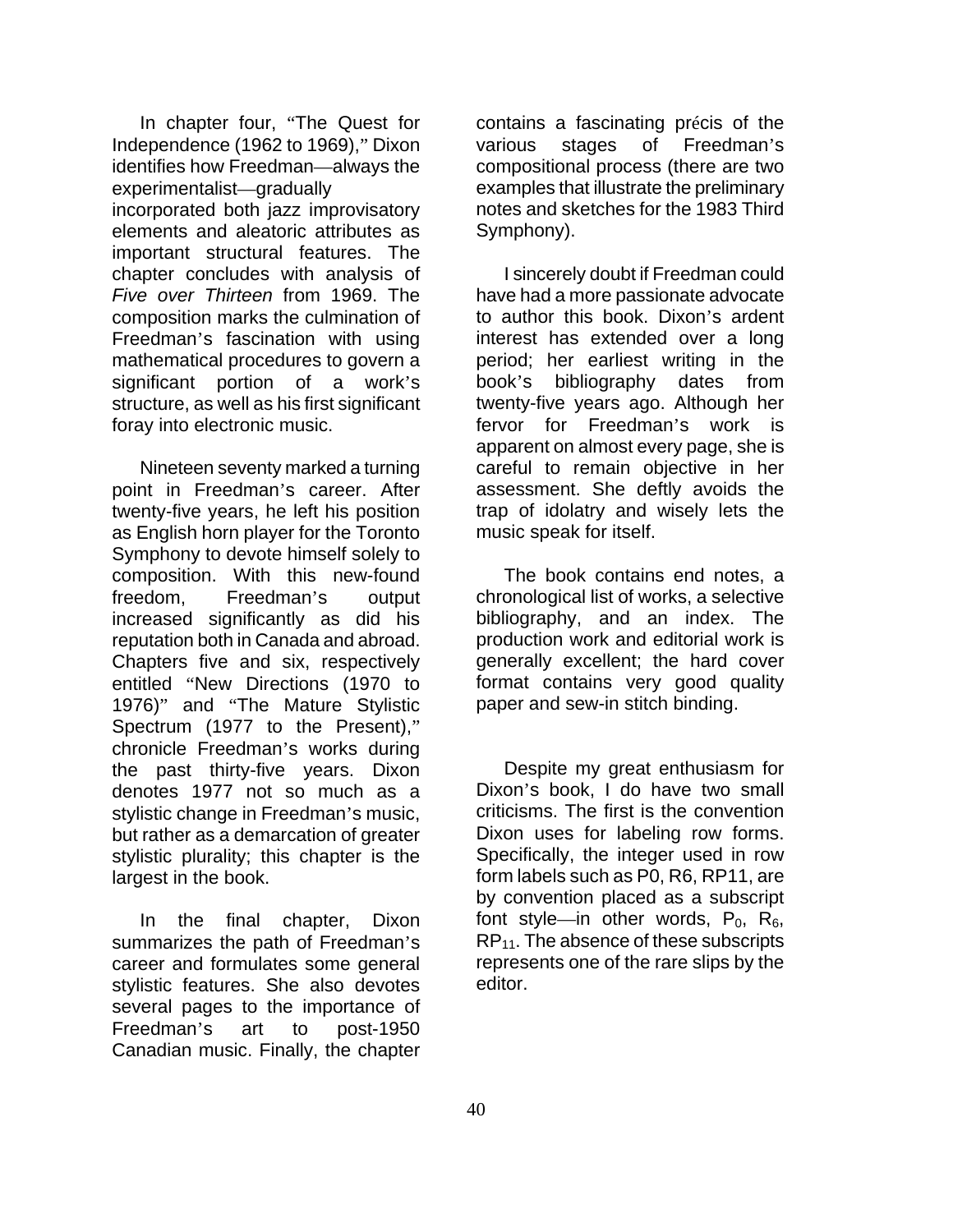In chapter four, "The Quest for Independence (1962 to 1969)," Dixon identifies how Freedman—always the experimentalist—gradually incorporated both jazz improvisatory elements and aleatoric attributes as important structural features. The chapter concludes with analysis of *Five over Thirteen* from 1969. The composition marks the culmination of Freedman's fascination with using mathematical procedures to govern a significant portion of a work's structure, as well as his first significant foray into electronic music.

Nineteen seventy marked a turning point in Freedman's career. After twenty-five years, he left his position as English horn player for the Toronto Symphony to devote himself solely to composition. With this new-found freedom, Freedman's output increased significantly as did his reputation both in Canada and abroad. Chapters five and six, respectively entitled "New Directions (1970 to 1976)" and "The Mature Stylistic Spectrum (1977 to the Present)," chronicle Freedman's works during the past thirty-five years. Dixon denotes 1977 not so much as a stylistic change in Freedman's music, but rather as a demarcation of greater stylistic plurality; this chapter is the largest in the book.

In the final chapter, Dixon summarizes the path of Freedman's career and formulates some general stylistic features. She also devotes several pages to the importance of Freedman's art to post-1950 Canadian music. Finally, the chapter contains a fascinating précis of the various stages of Freedman's compositional process (there are two examples that illustrate the preliminary notes and sketches for the 1983 Third Symphony).

I sincerely doubt if Freedman could have had a more passionate advocate to author this book. Dixon's ardent interest has extended over a long period; her earliest writing in the book's bibliography dates from twenty-five years ago. Although her fervor for Freedman's work is apparent on almost every page, she is careful to remain objective in her assessment. She deftly avoids the trap of idolatry and wisely lets the music speak for itself.

The book contains end notes, a chronological list of works, a selective bibliography, and an index. The production work and editorial work is generally excellent; the hard cover format contains very good quality paper and sew-in stitch binding.

Despite my great enthusiasm for Dixon's book, I do have two small criticisms. The first is the convention Dixon uses for labeling row forms. Specifically, the integer used in row form labels such as P0, R6, RP11, are by convention placed as a subscript font style—in other words, $P_0$, $R_6$, $RP_{11}$. The absence of these subscripts represents one of the rare slips by the editor.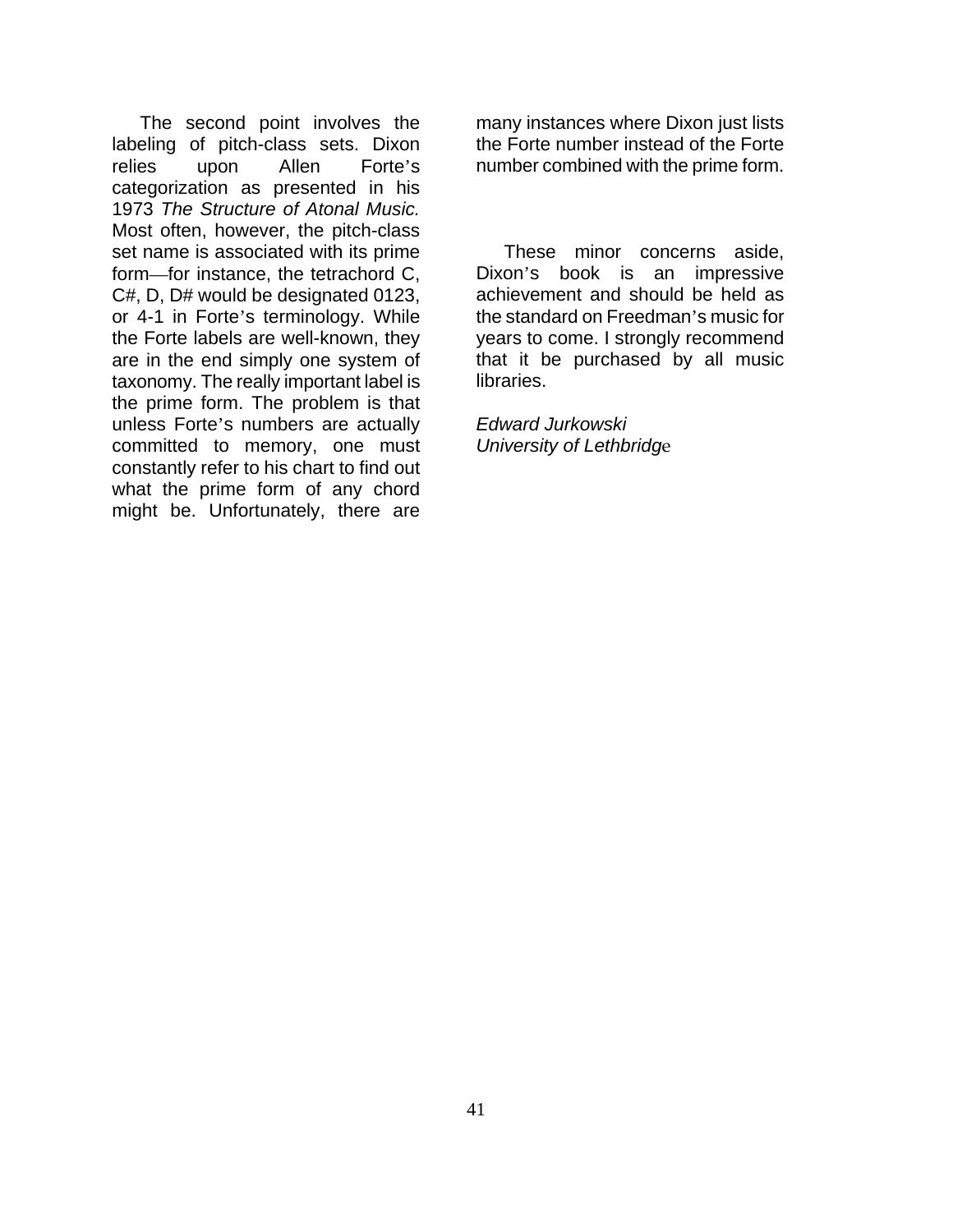The second point involves the labeling of pitch-class sets. Dixon relies upon Allen Forte's categorization as presented in his 1973 *The Structure of Atonal Music.* Most often, however, the pitch-class set name is associated with its prime form—for instance, the tetrachord C, C#, D, D# would be designated 0123, or 4-1 in Forte's terminology. While the Forte labels are well-known, they are in the end simply one system of taxonomy. The really important label is the prime form. The problem is that unless Forte's numbers are actually committed to memory, one must constantly refer to his chart to find out what the prime form of any chord might be. Unfortunately, there are many instances where Dixon just lists the Forte number instead of the Forte number combined with the prime form.

These minor concerns aside, Dixon's book is an impressive achievement and should be held as the standard on Freedman's music for years to come. I strongly recommend that it be purchased by all music libraries.

*Edward Jurkowski*
*University of Lethbridge*